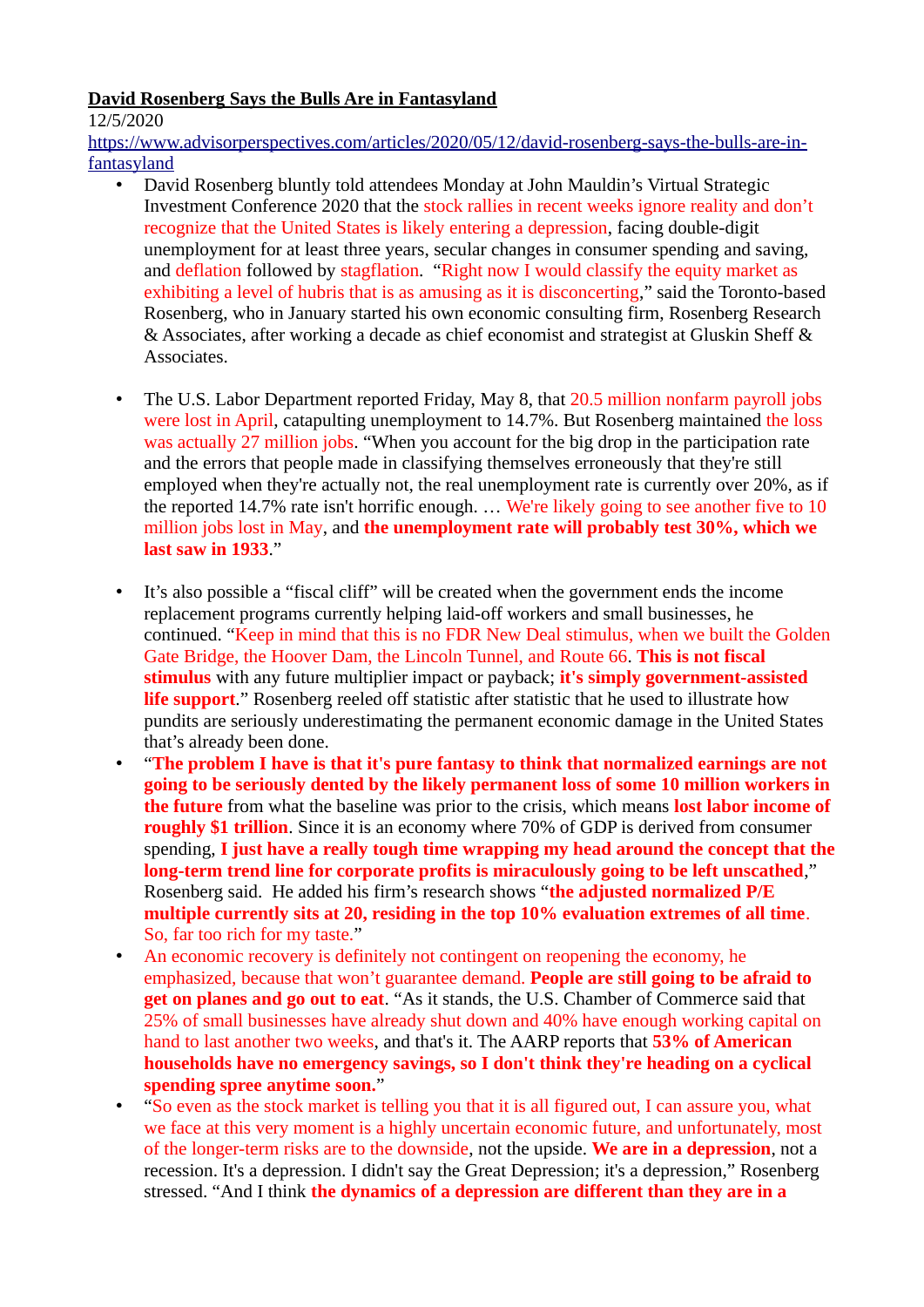**David Rosenberg Says the Bulls Are in Fantasyland**

12/5/2020

https://www.advisorperspectives.com/articles/2020/05/12/david-rosenberg-says-the-bulls-are-in-fantasyland

- David Rosenberg bluntly told attendees Monday at John Mauldin's Virtual Strategic Investment Conference 2020 that the stock rallies in recent weeks ignore reality and don't recognize that the United States is likely entering a depression, facing double-digit unemployment for at least three years, secular changes in consumer spending and saving, and deflation followed by stagflation. "Right now I would classify the equity market as exhibiting a level of hubris that is as amusing as it is disconcerting," said the Toronto-based Rosenberg, who in January started his own economic consulting firm, Rosenberg Research & Associates, after working a decade as chief economist and strategist at Gluskin Sheff & Associates.

- The U.S. Labor Department reported Friday, May 8, that 20.5 million nonfarm payroll jobs were lost in April, catapulting unemployment to 14.7%. But Rosenberg maintained the loss was actually 27 million jobs. "When you account for the big drop in the participation rate and the errors that people made in classifying themselves erroneously that they're still employed when they're actually not, the real unemployment rate is currently over 20%, as if the reported 14.7% rate isn't horrific enough. … We're likely going to see another five to 10 million jobs lost in May, and **the unemployment rate will probably test 30%, which we last saw in 1933**."

- It's also possible a "fiscal cliff" will be created when the government ends the income replacement programs currently helping laid-off workers and small businesses, he continued. "Keep in mind that this is no FDR New Deal stimulus, when we built the Golden Gate Bridge, the Hoover Dam, the Lincoln Tunnel, and Route 66. **This is not fiscal stimulus** with any future multiplier impact or payback; **it's simply government-assisted life support**." Rosenberg reeled off statistic after statistic that he used to illustrate how pundits are seriously underestimating the permanent economic damage in the United States that's already been done.
- "**The problem I have is that it's pure fantasy to think that normalized earnings are not going to be seriously dented by the likely permanent loss of some 10 million workers in the future** from what the baseline was prior to the crisis, which means **lost labor income of roughly $1 trillion**. Since it is an economy where 70% of GDP is derived from consumer spending, **I just have a really tough time wrapping my head around the concept that the long-term trend line for corporate profits is miraculously going to be left unscathed**," Rosenberg said. He added his firm's research shows "**the adjusted normalized P/E multiple currently sits at 20, residing in the top 10% evaluation extremes of all time**. So, far too rich for my taste."
- An economic recovery is definitely not contingent on reopening the economy, he emphasized, because that won't guarantee demand. **People are still going to be afraid to get on planes and go out to eat**. "As it stands, the U.S. Chamber of Commerce said that 25% of small businesses have already shut down and 40% have enough working capital on hand to last another two weeks, and that's it. The AARP reports that **53% of American households have no emergency savings, so I don't think they're heading on a cyclical spending spree anytime soon.**"
- "So even as the stock market is telling you that it is all figured out, I can assure you, what we face at this very moment is a highly uncertain economic future, and unfortunately, most of the longer-term risks are to the downside, not the upside. **We are in a depression**, not a recession. It's a depression. I didn't say the Great Depression; it's a depression," Rosenberg stressed. "And I think **the dynamics of a depression are different than they are in a**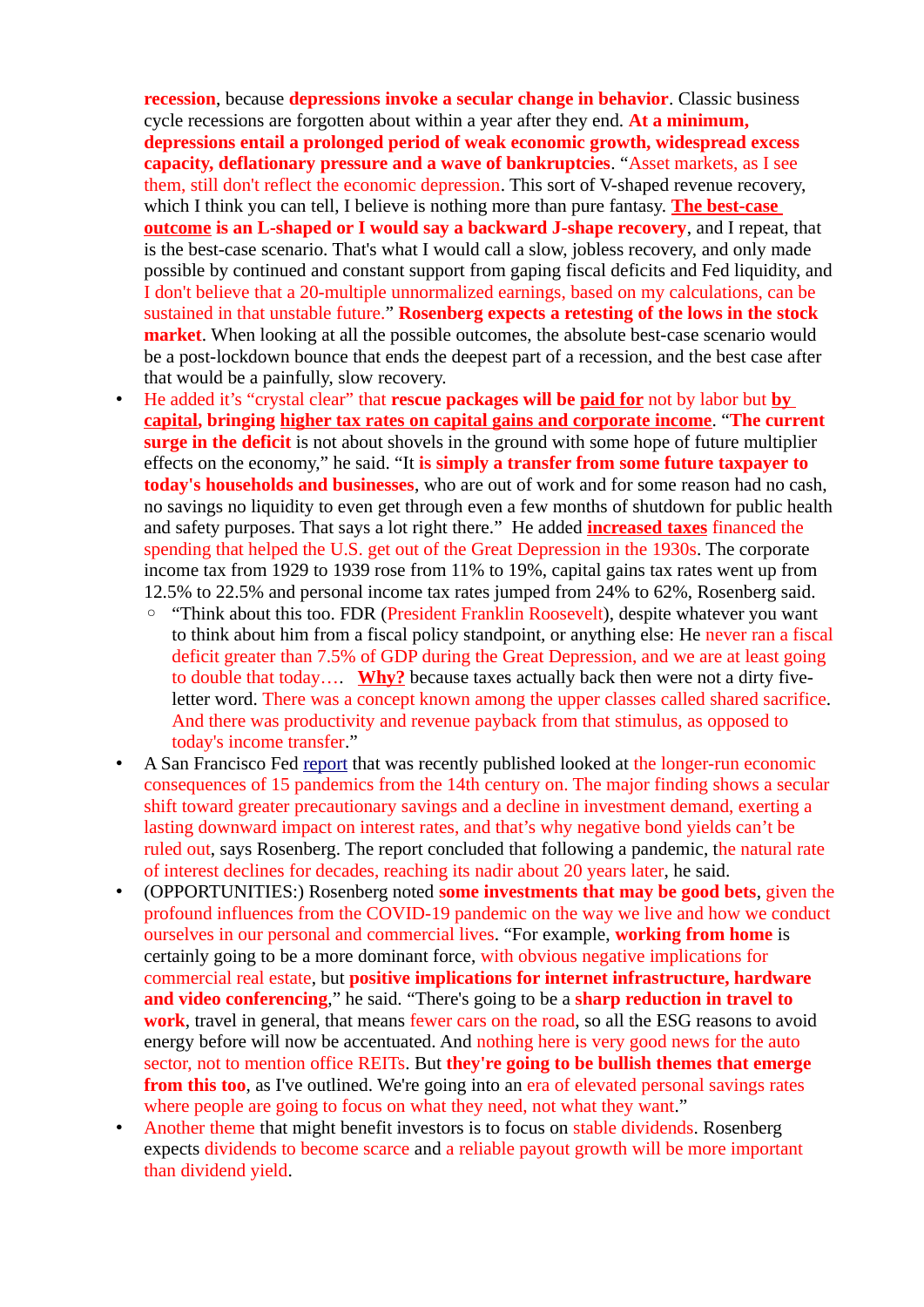**recession**, because **depressions invoke a secular change in behavior**. Classic business cycle recessions are forgotten about within a year after they end. **At a minimum, depressions entail a prolonged period of weak economic growth, widespread excess capacity, deflationary pressure and a wave of bankruptcies**. "Asset markets, as I see them, still don't reflect the economic depression. This sort of V-shaped revenue recovery, which I think you can tell, I believe is nothing more than pure fantasy. **The best-case outcome is an L-shaped or I would say a backward J-shape recovery**, and I repeat, that is the best-case scenario. That's what I would call a slow, jobless recovery, and only made possible by continued and constant support from gaping fiscal deficits and Fed liquidity, and I don't believe that a 20-multiple unnormalized earnings, based on my calculations, can be sustained in that unstable future." **Rosenberg expects a retesting of the lows in the stock market**. When looking at all the possible outcomes, the absolute best-case scenario would be a post-lockdown bounce that ends the deepest part of a recession, and the best case after that would be a painfully, slow recovery.

- He added it's "crystal clear" that **rescue packages will be paid for** not by labor but **by capital, bringing higher tax rates on capital gains and corporate income**. "**The current surge in the deficit** is not about shovels in the ground with some hope of future multiplier effects on the economy," he said. "It **is simply a transfer from some future taxpayer to today's households and businesses**, who are out of work and for some reason had no cash, no savings no liquidity to even get through even a few months of shutdown for public health and safety purposes. That says a lot right there." He added **increased taxes** financed the spending that helped the U.S. get out of the Great Depression in the 1930s. The corporate income tax from 1929 to 1939 rose from 11% to 19%, capital gains tax rates went up from 12.5% to 22.5% and personal income tax rates jumped from 24% to 62%, Rosenberg said.
  - "Think about this too. FDR (President Franklin Roosevelt), despite whatever you want to think about him from a fiscal policy standpoint, or anything else: He never ran a fiscal deficit greater than 7.5% of GDP during the Great Depression, and we are at least going to double that today…. **Why?** because taxes actually back then were not a dirty five-letter word. There was a concept known among the upper classes called shared sacrifice. And there was productivity and revenue payback from that stimulus, as opposed to today's income transfer."
- A San Francisco Fed report that was recently published looked at the longer-run economic consequences of 15 pandemics from the 14th century on. The major finding shows a secular shift toward greater precautionary savings and a decline in investment demand, exerting a lasting downward impact on interest rates, and that's why negative bond yields can't be ruled out, says Rosenberg. The report concluded that following a pandemic, the natural rate of interest declines for decades, reaching its nadir about 20 years later, he said.
- (OPPORTUNITIES:) Rosenberg noted **some investments that may be good bets**, given the profound influences from the COVID-19 pandemic on the way we live and how we conduct ourselves in our personal and commercial lives. "For example, **working from home** is certainly going to be a more dominant force, with obvious negative implications for commercial real estate, but **positive implications for internet infrastructure, hardware and video conferencing**," he said. "There's going to be a **sharp reduction in travel to work**, travel in general, that means fewer cars on the road, so all the ESG reasons to avoid energy before will now be accentuated. And nothing here is very good news for the auto sector, not to mention office REITs. But **they're going to be bullish themes that emerge from this too**, as I've outlined. We're going into an era of elevated personal savings rates where people are going to focus on what they need, not what they want."
- Another theme that might benefit investors is to focus on stable dividends. Rosenberg expects dividends to become scarce and a reliable payout growth will be more important than dividend yield.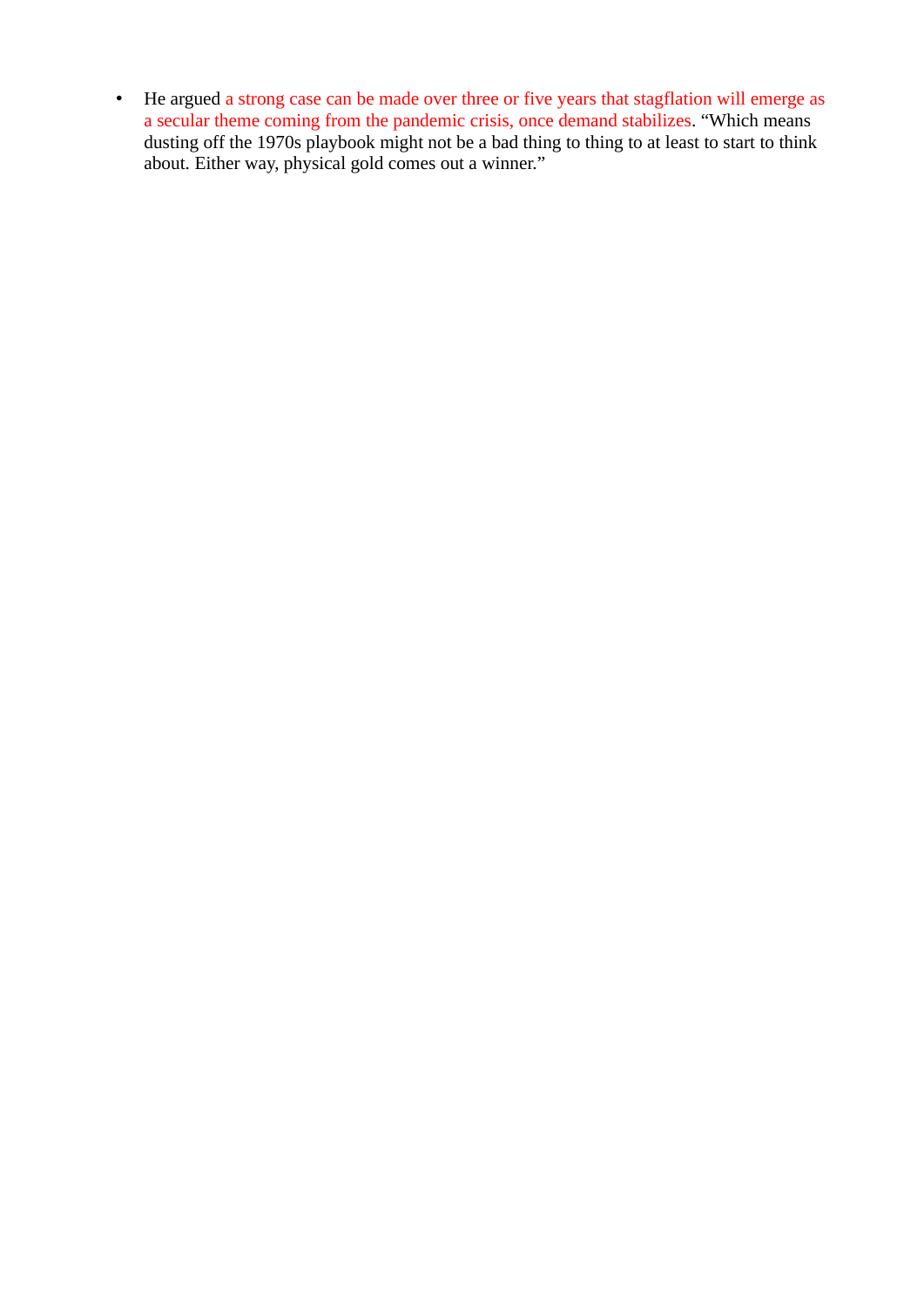- He argued a strong case can be made over three or five years that stagflation will emerge as a secular theme coming from the pandemic crisis, once demand stabilizes. "Which means dusting off the 1970s playbook might not be a bad thing to thing to at least to start to think about. Either way, physical gold comes out a winner."